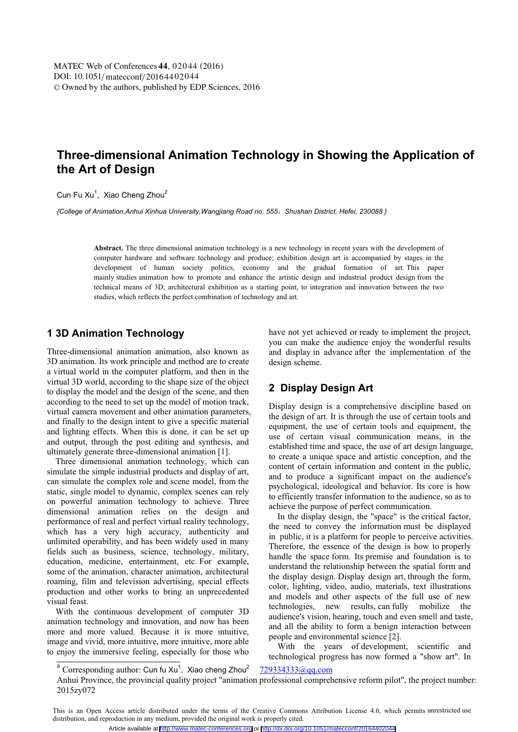# Three-dimensional Animation Technology in Showing the Application of the Art of Design

Cun Fu Xu[1], Xiao Cheng Zhou[2]

*{College of Animation,Anhui Xinhua University,Wangjiang Road no. 555，Shushan District, Hefei, 230088 }*

**Abstract.** The three dimensional animation technology is a new technology in recent years with the development of computer hardware and software technology and produce; exhibition design art is accompanied by stages in the development of human society politics, economy and the gradual formation of art. This paper mainly studies animation how to promote and enhance the artistic design and industrial product design from the technical means of 3D, architectural exhibition as a starting point, to integration and innovation between the two studies, which reflects the perfect combination of technology and art.

## 1 3D Animation Technology

Three-dimensional animation animation, also known as 3D animation. Its work principle and method are to create a virtual world in the computer platform, and then in the virtual 3D world, according to the shape size of the object to display the model and the design of the scene, and then according to the need to set up the model of motion track, virtual camera movement and other animation parameters, and finally to the design intent to give a specific material and lighting effects. When this is done, it can be set up and output, through the post editing and synthesis, and ultimately generate three-dimensional animation [1].

Three dimensional animation technology, which can simulate the simple industrial products and display of art, can simulate the complex role and scene model, from the static, single model to dynamic, complex scenes can rely on powerful animation technology to achieve. Three dimensional animation relies on the design and performance of real and perfect virtual reality technology, which has a very high accuracy, authenticity and unlimited operability, and has been widely used in many fields such as business, science, technology, military, education, medicine, entertainment, etc. For example, some of the animation, character animation, architectural roaming, film and television advertising, special effects production and other works to bring an unprecedented visual feast.

With the continuous development of computer 3D animation technology and innovation, and now has been more and more valued. Because it is more intuitive, image and vivid, more intuitive, more intuitive, more able to enjoy the immersive feeling, especially for those who have not yet achieved or ready to implement the project, you can make the audience enjoy the wonderful results and display in advance after the implementation of the design scheme.

## 2 Display Design Art

Display design is a comprehensive discipline based on the design of art. It is through the use of certain tools and equipment, the use of certain tools and equipment, the use of certain visual communication means, in the established time and space, the use of art design language, to create a unique space and artistic conception, and the content of certain information and content in the public, and to produce a significant impact on the audience's psychological, ideological and behavior. Its core is how to efficiently transfer information to the audience, so as to achieve the purpose of perfect communication.

In the display design, the "space" is the critical factor, the need to convey the information must be displayed in public, it is a platform for people to perceive activities. Therefore, the essence of the design is how to properly handle the space form. Its premise and foundation is to understand the relationship between the spatial form and the display design. Display design art, through the form, color, lighting, video, audio, materials, text illustrations and models and other aspects of the full use of new technologies, new results, can fully mobilize the audience's vision, hearing, touch and even smell and taste, and all the ability to form a benign interaction between people and environmental science [2].

With the years of development, scientific and technological progress has now formed a "show art". In

---

[a] Corresponding author: Cun fu Xu[1], Xiao cheng Zhou[2] 729334333@qq.com

Anhui Province, the provincial quality project "animation professional comprehensive reform pilot", the project number: 2015zy072

This is an Open Access article distributed under the terms of the Creative Commons Attribution License 4.0, which permits unrestricted use distribution, and reproduction in any medium, provided the original work is properly cited.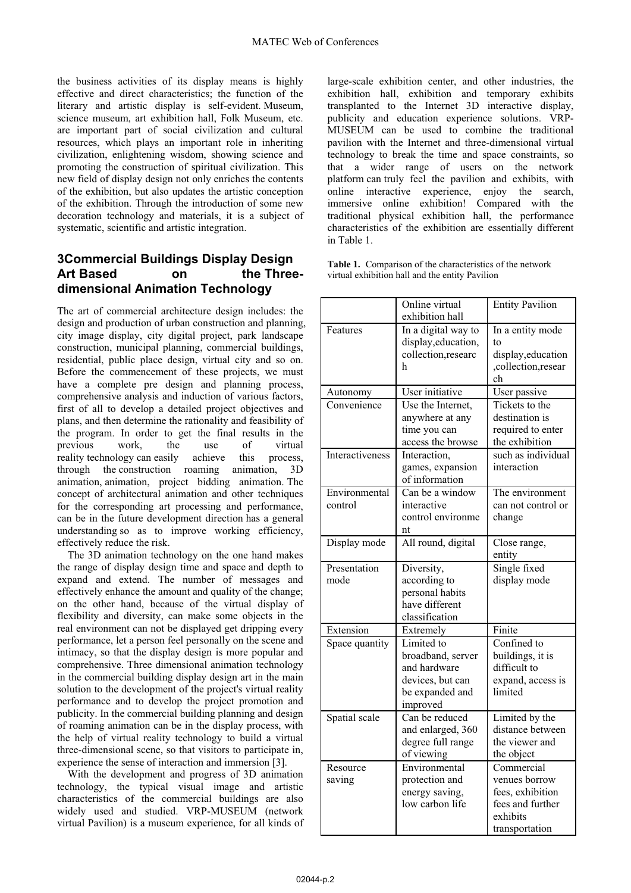the business activities of its display means is highly effective and direct characteristics; the function of the literary and artistic display is self-evident. Museum, science museum, art exhibition hall, Folk Museum, etc. are important part of social civilization and cultural resources, which plays an important role in inheriting civilization, enlightening wisdom, showing science and promoting the construction of spiritual civilization. This new field of display design not only enriches the contents of the exhibition, but also updates the artistic conception of the exhibition. Through the introduction of some new decoration technology and materials, it is a subject of systematic, scientific and artistic integration.

## 3Commercial Buildings Display Design Art Based on the Three-dimensional Animation Technology

The art of commercial architecture design includes: the design and production of urban construction and planning, city image display, city digital project, park landscape construction, municipal planning, commercial buildings, residential, public place design, virtual city and so on. Before the commencement of these projects, we must have a complete pre design and planning process, comprehensive analysis and induction of various factors, first of all to develop a detailed project objectives and plans, and then determine the rationality and feasibility of the program. In order to get the final results in the previous work, the use of virtual reality technology can easily achieve this process, through the construction roaming animation, 3D animation, animation, project bidding animation. The concept of architectural animation and other techniques for the corresponding art processing and performance, can be in the future development direction has a general understanding so as to improve working efficiency, effectively reduce the risk.

The 3D animation technology on the one hand makes the range of display design time and space and depth to expand and extend. The number of messages and effectively enhance the amount and quality of the change; on the other hand, because of the virtual display of flexibility and diversity, can make some objects in the real environment can not be displayed get dripping every performance, let a person feel personally on the scene and intimacy, so that the display design is more popular and comprehensive. Three dimensional animation technology in the commercial building display design art in the main solution to the development of the project's virtual reality performance and to develop the project promotion and publicity. In the commercial building planning and design of roaming animation can be in the display process, with the help of virtual reality technology to build a virtual three-dimensional scene, so that visitors to participate in, experience the sense of interaction and immersion [3].

With the development and progress of 3D animation technology, the typical visual image and artistic characteristics of the commercial buildings are also widely used and studied. VRP-MUSEUM (network virtual Pavilion) is a museum experience, for all kinds of large-scale exhibition center, and other industries, the exhibition hall, exhibition and temporary exhibits transplanted to the Internet 3D interactive display, publicity and education experience solutions. VRP-MUSEUM can be used to combine the traditional pavilion with the Internet and three-dimensional virtual technology to break the time and space constraints, so that a wider range of users on the network platform can truly feel the pavilion and exhibits, with online interactive experience, enjoy the search, immersive online exhibition! Compared with the traditional physical exhibition hall, the performance characteristics of the exhibition are essentially different in Table 1.

**Table 1.** Comparison of the characteristics of the network virtual exhibition hall and the entity Pavilion

| | Online virtual exhibition hall | Entity Pavilion |
|---|---|---|
| Features | In a digital way to display,education, collection,research | In a entity mode to display,education,collection,research |
| Autonomy | User initiative | User passive |
| Convenience | Use the Internet, anywhere at any time you can access the browse | Tickets to the destination is required to enter the exhibition |
| Interactiveness | Interaction, games, expansion of information | such as individual interaction |
| Environmental control | Can be a window interactive control environment | The environment can not control or change |
| Display mode | All round, digital | Close range, entity |
| Presentation mode | Diversity, according to personal habits have different classification | Single fixed display mode |
| Extension | Extremely | Finite |
| Space quantity | Limited to broadband, server and hardware devices, but can be expanded and improved | Confined to buildings, it is difficult to expand, access is limited |
| Spatial scale | Can be reduced and enlarged, 360 degree full range of viewing | Limited by the distance between the viewer and the object |
| Resource saving | Environmental protection and energy saving, low carbon life | Commercial venues borrow fees, exhibition fees and further exhibits transportation |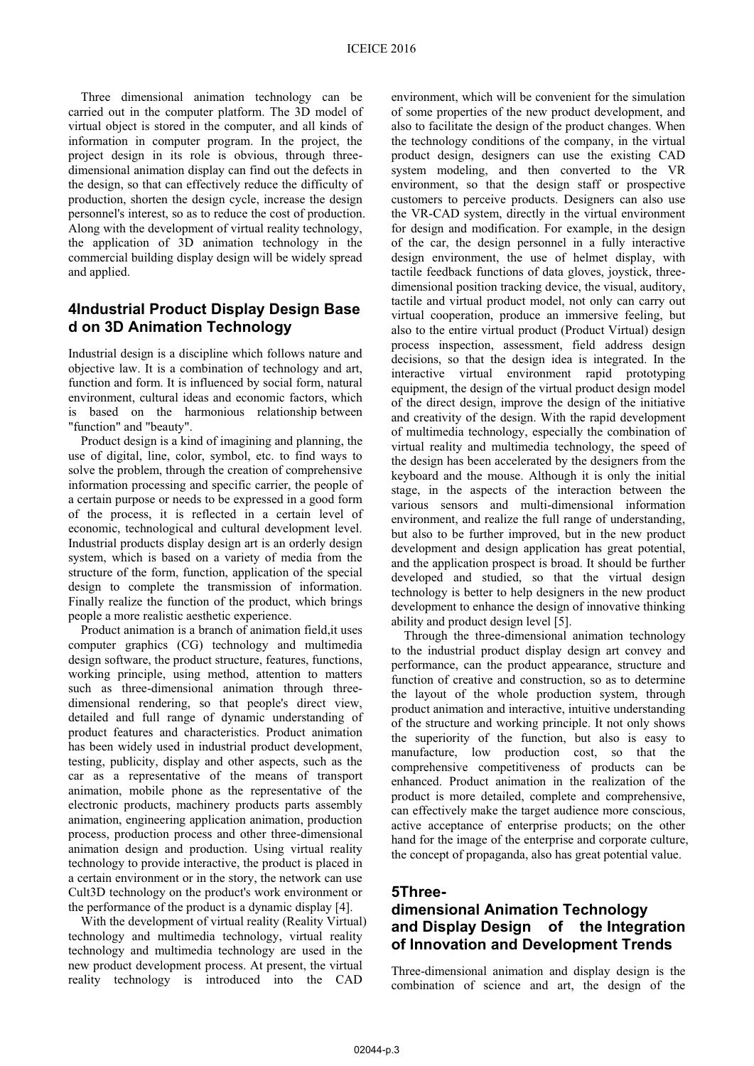Three dimensional animation technology can be carried out in the computer platform. The 3D model of virtual object is stored in the computer, and all kinds of information in computer program. In the project, the project design in its role is obvious, through three-dimensional animation display can find out the defects in the design, so that can effectively reduce the difficulty of production, shorten the design cycle, increase the design personnel's interest, so as to reduce the cost of production. Along with the development of virtual reality technology, the application of 3D animation technology in the commercial building display design will be widely spread and applied.

## 4Industrial Product Display Design Based on 3D Animation Technology

Industrial design is a discipline which follows nature and objective law. It is a combination of technology and art, function and form. It is influenced by social form, natural environment, cultural ideas and economic factors, which is based on the harmonious relationship between "function" and "beauty".

Product design is a kind of imagining and planning, the use of digital, line, color, symbol, etc. to find ways to solve the problem, through the creation of comprehensive information processing and specific carrier, the people of a certain purpose or needs to be expressed in a good form of the process, it is reflected in a certain level of economic, technological and cultural development level. Industrial products display design art is an orderly design system, which is based on a variety of media from the structure of the form, function, application of the special design to complete the transmission of information. Finally realize the function of the product, which brings people a more realistic aesthetic experience.

Product animation is a branch of animation field,it uses computer graphics (CG) technology and multimedia design software, the product structure, features, functions, working principle, using method, attention to matters such as three-dimensional animation through three-dimensional rendering, so that people's direct view, detailed and full range of dynamic understanding of product features and characteristics. Product animation has been widely used in industrial product development, testing, publicity, display and other aspects, such as the car as a representative of the means of transport animation, mobile phone as the representative of the electronic products, machinery products parts assembly animation, engineering application animation, production process, production process and other three-dimensional animation design and production. Using virtual reality technology to provide interactive, the product is placed in a certain environment or in the story, the network can use Cult3D technology on the product's work environment or the performance of the product is a dynamic display [4].

With the development of virtual reality (Reality Virtual) technology and multimedia technology, virtual reality technology and multimedia technology are used in the new product development process. At present, the virtual reality technology is introduced into the CAD environment, which will be convenient for the simulation of some properties of the new product development, and also to facilitate the design of the product changes. When the technology conditions of the company, in the virtual product design, designers can use the existing CAD system modeling, and then converted to the VR environment, so that the design staff or prospective customers to perceive products. Designers can also use the VR-CAD system, directly in the virtual environment for design and modification. For example, in the design of the car, the design personnel in a fully interactive virtual design environment, the use of helmet display, with tactile feedback functions of data gloves, joystick, three-dimensional position tracking device, the visual, auditory, tactile and virtual product model, not only can carry out virtual cooperation, produce an immersive feeling, but also to the entire virtual product (Product Virtual) design process inspection, assessment, field address design decisions, so that the design idea is integrated. In the interactive virtual environment rapid prototyping equipment, the design of the virtual product design model of the direct design, improve the design of the initiative and creativity of the design. With the rapid development of multimedia technology, especially the combination of virtual reality and multimedia technology, the speed of the design has been accelerated by the designers from the keyboard and the mouse. Although it is only the initial stage, in the aspects of the interaction between the various sensors and multi-dimensional information environment, and realize the full range of understanding, but also to be further improved, but in the new product development and design application has great potential, and the application prospect is broad. It should be further developed and studied, so that the virtual design technology is better to help designers in the new product development to enhance the design of innovative thinking ability and product design level [5].

Through the three-dimensional animation technology to the industrial product display design art convey and performance, can the product appearance, structure and function of creative and construction, so as to determine the layout of the whole production system, through product animation and interactive, intuitive understanding of the structure and working principle. It not only shows the superiority of the function, but also is easy to manufacture, low production cost, so that the comprehensive competitiveness of products can be enhanced. Product animation in the realization of the product is more detailed, complete and comprehensive, can effectively make the target audience more conscious, active acceptance of enterprise products; on the other hand for the image of the enterprise and corporate culture, the concept of propaganda, also has great potential value.

## 5Three-dimensional Animation Technology and Display Design of the Integration of Innovation and Development Trends

Three-dimensional animation and display design is the combination of science and art, the design of the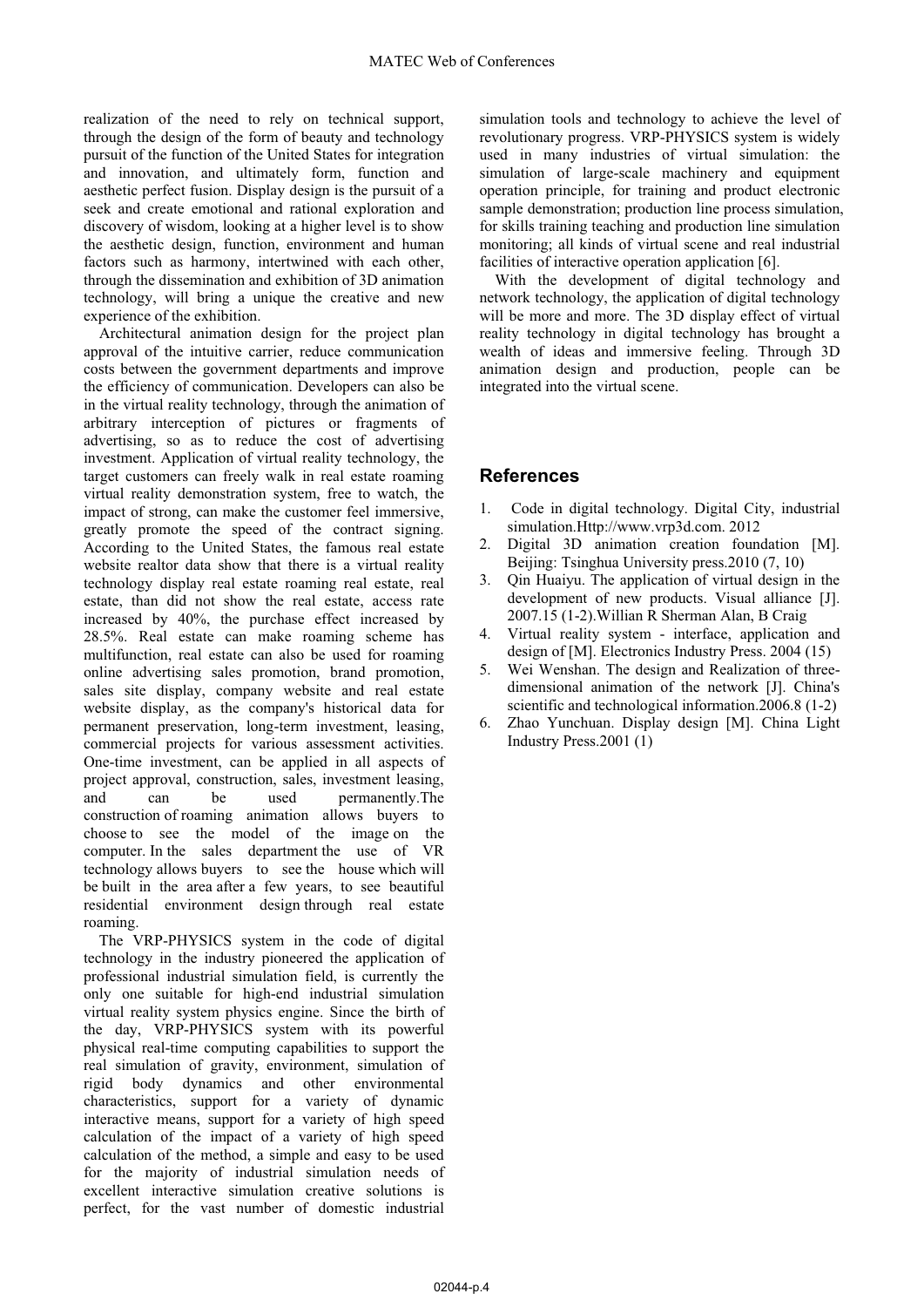realization of the need to rely on technical support, through the design of the form of beauty and technology pursuit of the function of the United States for integration and innovation, and ultimately form, function and aesthetic perfect fusion. Display design is the pursuit of a seek and create emotional and rational exploration and discovery of wisdom, looking at a higher level is to show the aesthetic design, function, environment and human factors such as harmony, intertwined with each other, through the dissemination and exhibition of 3D animation technology, will bring a unique the creative and new experience of the exhibition.

Architectural animation design for the project plan approval of the intuitive carrier, reduce communication costs between the government departments and improve the efficiency of communication. Developers can also be in the virtual reality technology, through the animation of arbitrary interception of pictures or fragments of advertising, so as to reduce the cost of advertising investment. Application of virtual reality technology, the target customers can freely walk in real estate roaming virtual reality demonstration system, free to watch, the impact of strong, can make the customer feel immersive, greatly promote the speed of the contract signing. According to the United States, the famous real estate website realtor data show that there is a virtual reality technology display real estate roaming real estate, real estate, than did not show the real estate, access rate increased by 40%, the purchase effect increased by 28.5%. Real estate can make roaming scheme has multifunction, real estate can also be used for roaming online advertising sales promotion, brand promotion, sales site display, company website and real estate website display, as the company's historical data for permanent preservation, long-term investment, leasing, commercial projects for various assessment activities. One-time investment, can be applied in all aspects of project approval, construction, sales, investment leasing, and can be used permanently.The construction of roaming animation allows buyers to choose to see the model of the image on the computer. In the sales department the use of VR technology allows buyers to see the house which will be built in the area after a few years, to see beautiful residential environment design through real estate roaming.

The VRP-PHYSICS system in the code of digital technology in the industry pioneered the application of professional industrial simulation field, is currently the only one suitable for high-end industrial simulation virtual reality system physics engine. Since the birth of the day, VRP-PHYSICS system with its powerful physical real-time computing capabilities to support the real simulation of gravity, environment, simulation of rigid body dynamics and other environmental characteristics, support for a variety of dynamic interactive means, support for a variety of high speed calculation of the impact of a variety of high speed calculation of the method, a simple and easy to be used for the majority of industrial simulation needs of excellent interactive simulation creative solutions is perfect, for the vast number of domestic industrial simulation tools and technology to achieve the level of revolutionary progress. VRP-PHYSICS system is widely used in many industries of virtual simulation: the simulation of large-scale machinery and equipment operation principle, for training and product electronic sample demonstration; production line process simulation, for skills training teaching and production line simulation monitoring; all kinds of virtual scene and real industrial facilities of interactive operation application [6].

With the development of digital technology and network technology, the application of digital technology will be more and more. The 3D display effect of virtual reality technology in digital technology has brought a wealth of ideas and immersive feeling. Through 3D animation design and production, people can be integrated into the virtual scene.

## References

1. Code in digital technology. Digital City, industrial simulation.Http://www.vrp3d.com. 2012
2. Digital 3D animation creation foundation [M]. Beijing: Tsinghua University press.2010 (7, 10)
3. Qin Huaiyu. The application of virtual design in the development of new products. Visual alliance [J]. 2007.15 (1-2).Willian R Sherman Alan, B Craig
4. Virtual reality system - interface, application and design of [M]. Electronics Industry Press. 2004 (15)
5. Wei Wenshan. The design and Realization of three-dimensional animation of the network [J]. China's scientific and technological information.2006.8 (1-2)
6. Zhao Yunchuan. Display design [M]. China Light Industry Press.2001 (1)